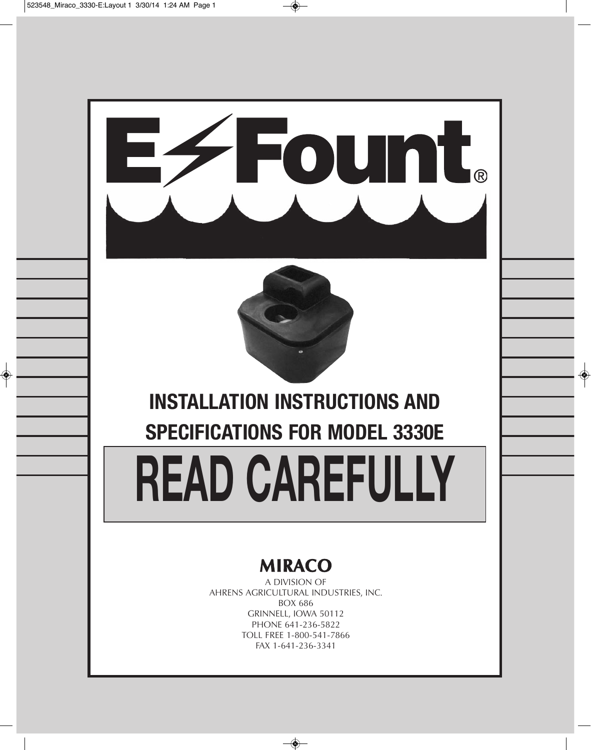# E-Fount®

## INSTALLATION INSTRUCTIONS AND SPECIFICATIONS FOR MODEL 3330E

# READ CAREFULLY

**MIRACO**

A DIVISION OF
AHRENS AGRICULTURAL INDUSTRIES, INC.
BOX 686
GRINNELL, IOWA 50112
PHONE 641-236-5822
TOLL FREE 1-800-541-7866
FAX 1-641-236-3341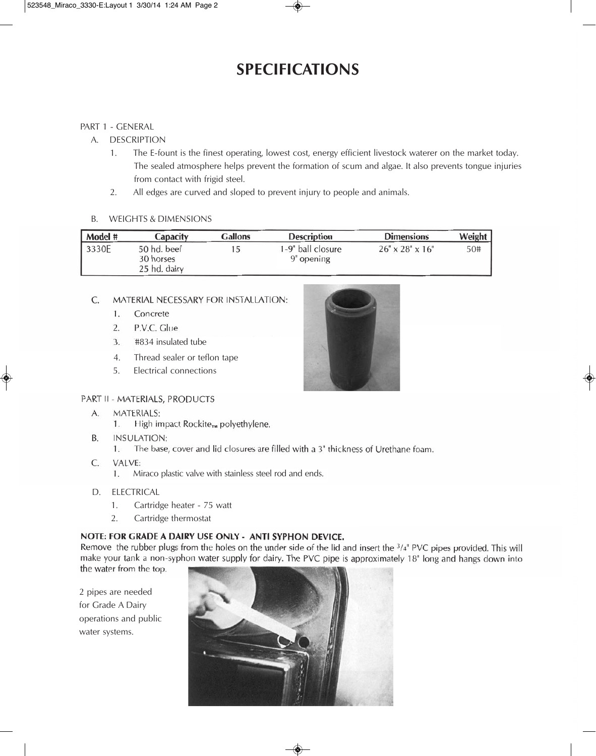# SPECIFICATIONS

PART 1 - GENERAL

A. DESCRIPTION

1. The E-fount is the finest operating, lowest cost, energy efficient livestock waterer on the market today. The sealed atmosphere helps prevent the formation of scum and algae. It also prevents tongue injuries from contact with frigid steel.
2. All edges are curved and sloped to prevent injury to people and animals.

B. WEIGHTS & DIMENSIONS

| Model # | Capacity | Gallons | Description | Dimensions | Weight |
|---|---|---|---|---|---|
| 3330E | 50 hd. beef<br>30 horses<br>25 hd. dairy | 15 | 1-9" ball closure<br>9" opening | 26" x 28" x 16" | 50# |

C. MATERIAL NECESSARY FOR INSTALLATION:

1. Concrete
2. P.V.C. Glue
3. #834 insulated tube
4. Thread sealer or teflon tape
5. Electrical connections

PART II - MATERIALS, PRODUCTS

A. MATERIALS:
   1. High impact Rockite™ polyethylene.

B. INSULATION:
   1. The base, cover and lid closures are filled with a 3" thickness of Urethane foam.

C. VALVE:
   1. Miraco plastic valve with stainless steel rod and ends.

D. ELECTRICAL
   1. Cartridge heater - 75 watt
   2. Cartridge thermostat

**NOTE: FOR GRADE A DAIRY USE ONLY - ANTI SYPHON DEVICE.**
Remove the rubber plugs from the holes on the under side of the lid and insert the 3/4" PVC pipes provided. This will make your tank a non-syphon water supply for dairy. The PVC pipe is approximately 18" long and hangs down into the water from the top.

2 pipes are needed for Grade A Dairy operations and public water systems.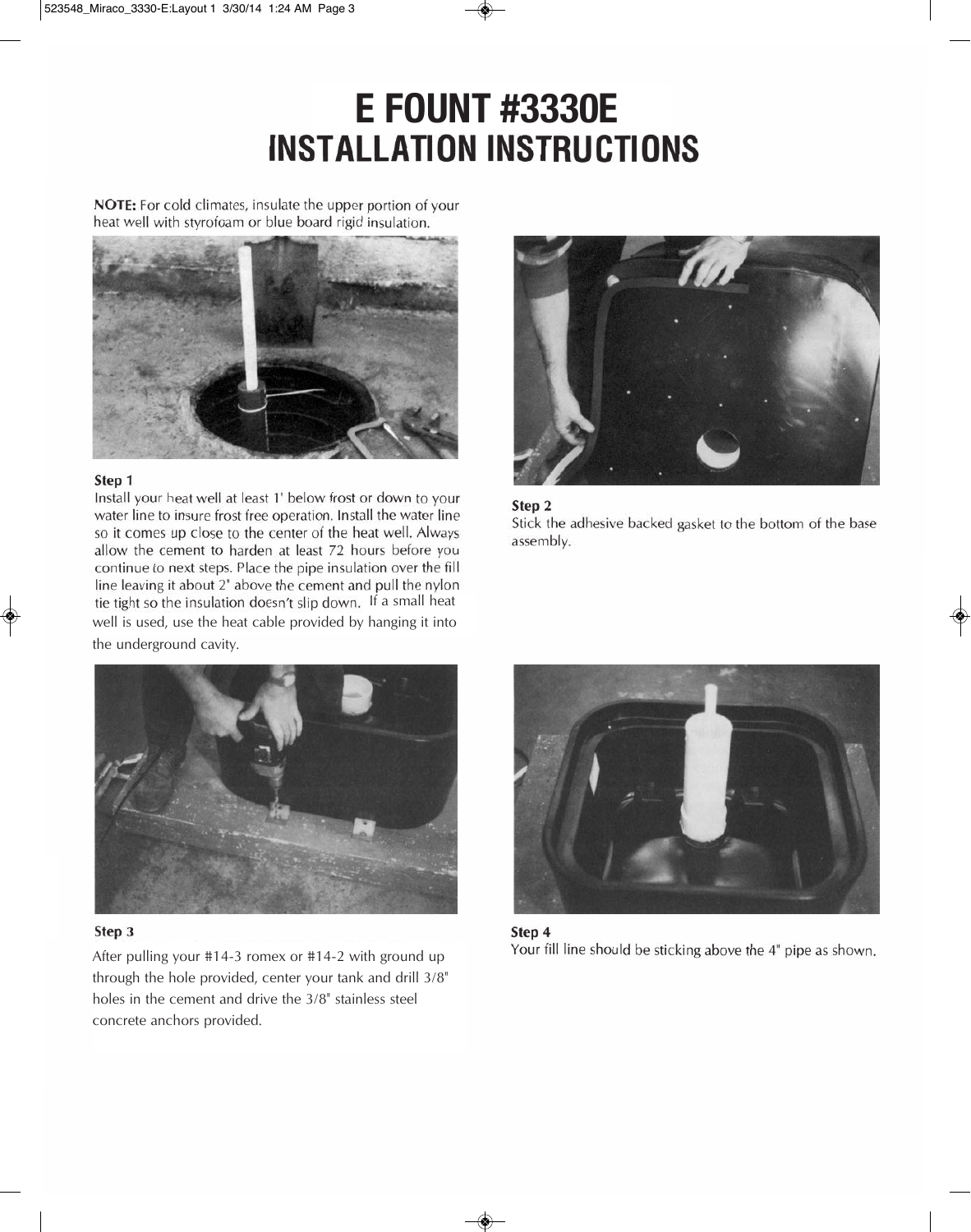# E FOUNT #3330E
## INSTALLATION INSTRUCTIONS

**NOTE:** For cold climates, insulate the upper portion of your heat well with styrofoam or blue board rigid insulation.

**Step 1**

Install your heat well at least 1' below frost or down to your water line to insure frost free operation. Install the water line so it comes up close to the center of the heat well. Always allow the cement to harden at least 72 hours before you continue to next steps. Place the pipe insulation over the fill line leaving it about 2" above the cement and pull the nylon tie tight so the insulation doesn't slip down. If a small heat well is used, use the heat cable provided by hanging it into the underground cavity.

**Step 2**

Stick the adhesive backed gasket to the bottom of the base assembly.

**Step 3**

After pulling your #14-3 romex or #14-2 with ground up through the hole provided, center your tank and drill 3/8" holes in the cement and drive the 3/8" stainless steel concrete anchors provided.

**Step 4**

Your fill line should be sticking above the 4" pipe as shown.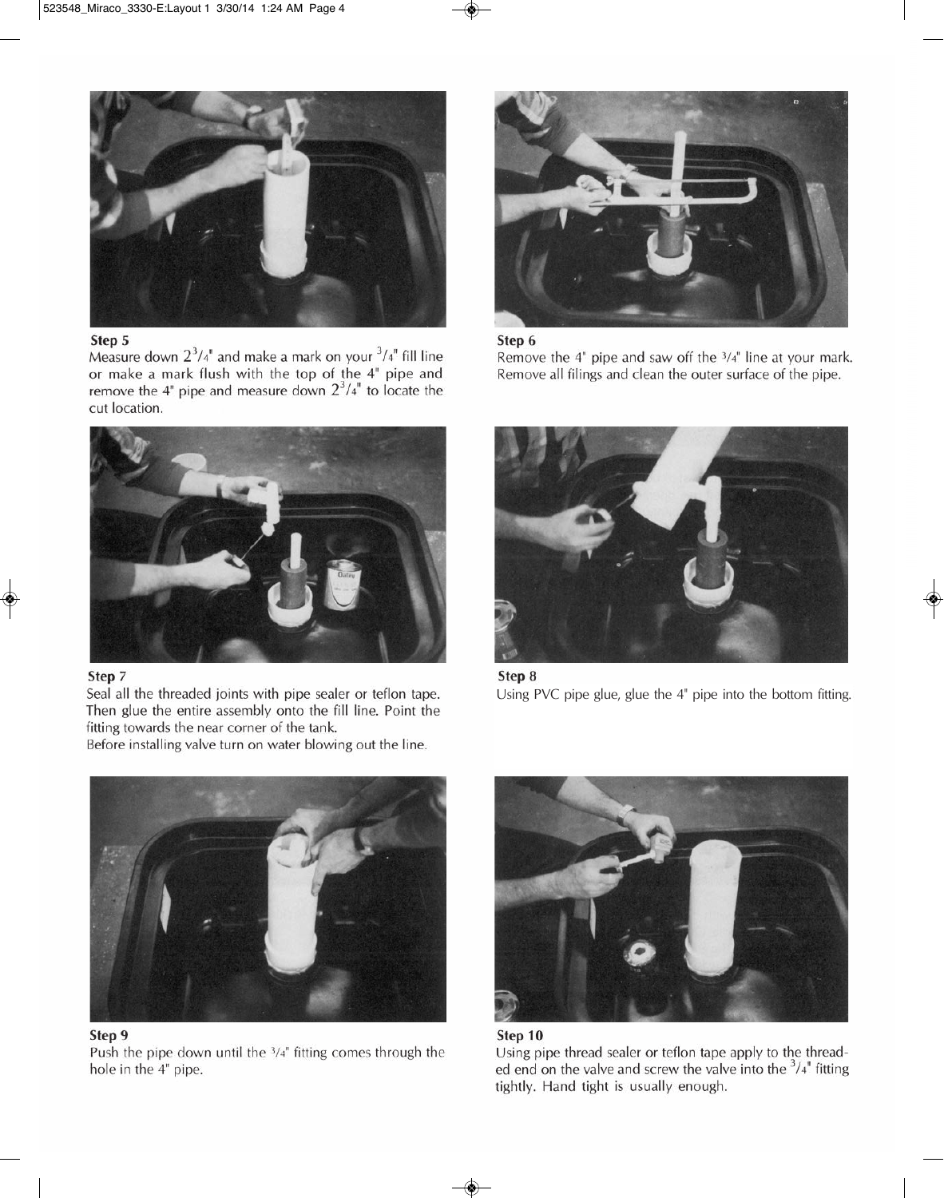**Step 5**

Measure down $2^{3}/_{4}$" and make a mark on your $^{3}/_{4}$" fill line or make a mark flush with the top of the 4" pipe and remove the 4" pipe and measure down $2^{3}/_{4}$" to locate the cut location.

**Step 6**

Remove the 4" pipe and saw off the 3/4" line at your mark. Remove all filings and clean the outer surface of the pipe.

**Step 7**

Seal all the threaded joints with pipe sealer or teflon tape. Then glue the entire assembly onto the fill line. Point the fitting towards the near corner of the tank.
Before installing valve turn on water blowing out the line.

**Step 8**

Using PVC pipe glue, glue the 4" pipe into the bottom fitting.

**Step 9**

Push the pipe down until the 3/4" fitting comes through the hole in the 4" pipe.

**Step 10**

Using pipe thread sealer or teflon tape apply to the threaded end on the valve and screw the valve into the $^{3}/_{4}$" fitting tightly. Hand tight is usually enough.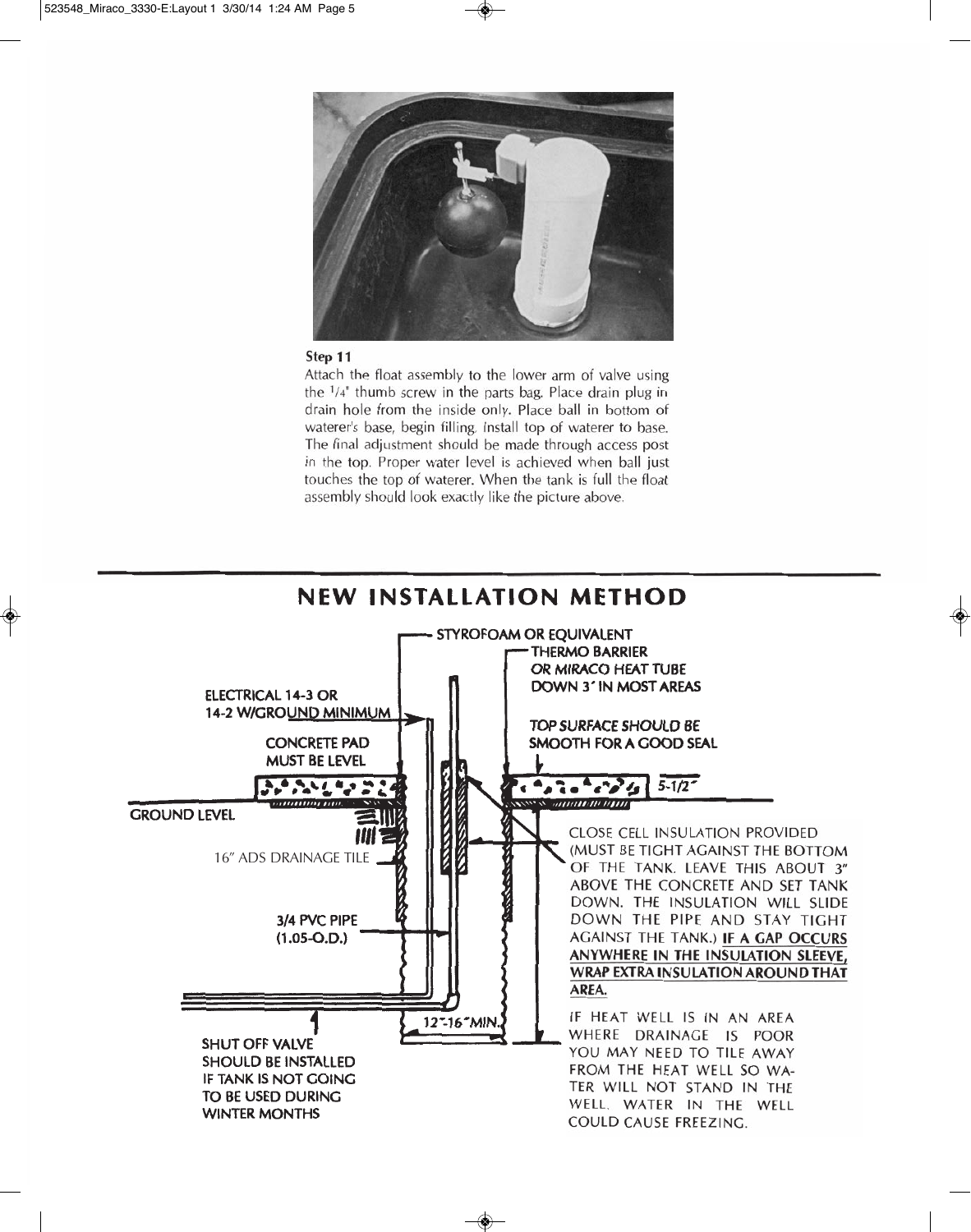**Step 11**

Attach the float assembly to the lower arm of valve using the 1/4" thumb screw in the parts bag. Place drain plug in drain hole from the inside only. Place ball in bottom of waterer's base, begin filling. Install top of waterer to base. The final adjustment should be made through access post in the top. Proper water level is achieved when ball just touches the top of waterer. When the tank is full the float assembly should look exactly like the picture above.

## NEW INSTALLATION METHOD

STYROFOAM OR EQUIVALENT

THERMO BARRIER OR MIRACO HEAT TUBE DOWN 3' IN MOST AREAS

ELECTRICAL 14-3 OR 14-2 W/GROUND MINIMUM

CONCRETE PAD MUST BE LEVEL

TOP SURFACE SHOULD BE SMOOTH FOR A GOOD SEAL

5-1/2"

GROUND LEVEL

16" ADS DRAINAGE TILE

3/4 PVC PIPE (1.05-O.D.)

12"-16" MIN.

SHUT OFF VALVE SHOULD BE INSTALLED IF TANK IS NOT GOING TO BE USED DURING WINTER MONTHS

CLOSE CELL INSULATION PROVIDED (MUST BE TIGHT AGAINST THE BOTTOM OF THE TANK. LEAVE THIS ABOUT 3" ABOVE THE CONCRETE AND SET TANK DOWN. THE INSULATION WILL SLIDE DOWN THE PIPE AND STAY TIGHT AGAINST THE TANK.) **IF A GAP OCCURS ANYWHERE IN THE INSULATION SLEEVE, WRAP EXTRA INSULATION AROUND THAT AREA.**

IF HEAT WELL IS IN AN AREA WHERE DRAINAGE IS POOR YOU MAY NEED TO TILE AWAY FROM THE HEAT WELL SO WATER WILL NOT STAND IN THE WELL. WATER IN THE WELL COULD CAUSE FREEZING.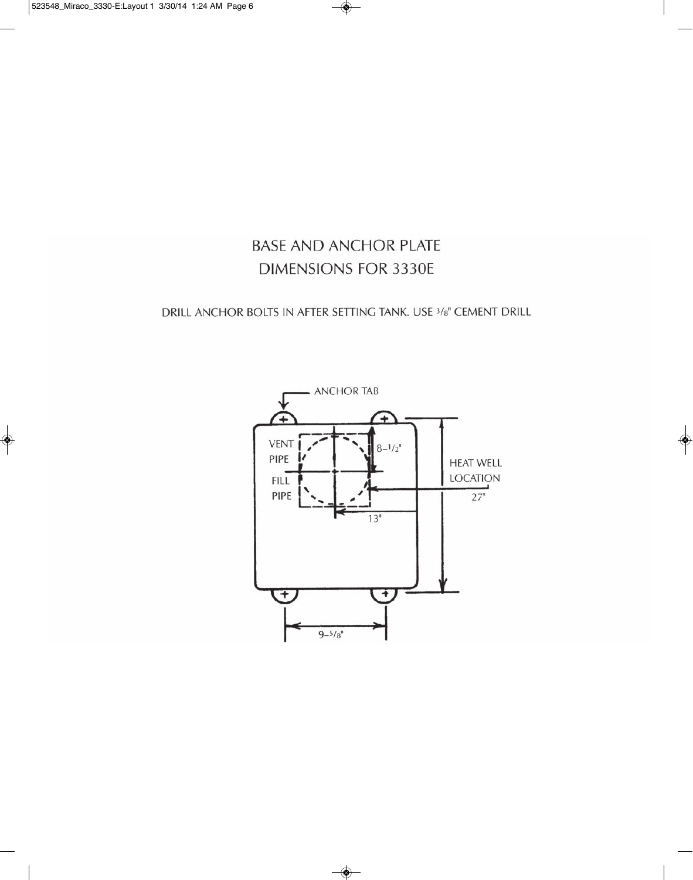# BASE AND ANCHOR PLATE DIMENSIONS FOR 3330E

DRILL ANCHOR BOLTS IN AFTER SETTING TANK. USE 3/8" CEMENT DRILL

ANCHOR TAB

VENT PIPE

FILL PIPE

8-1/2"

HEAT WELL LOCATION

27"

13"

9-5/8"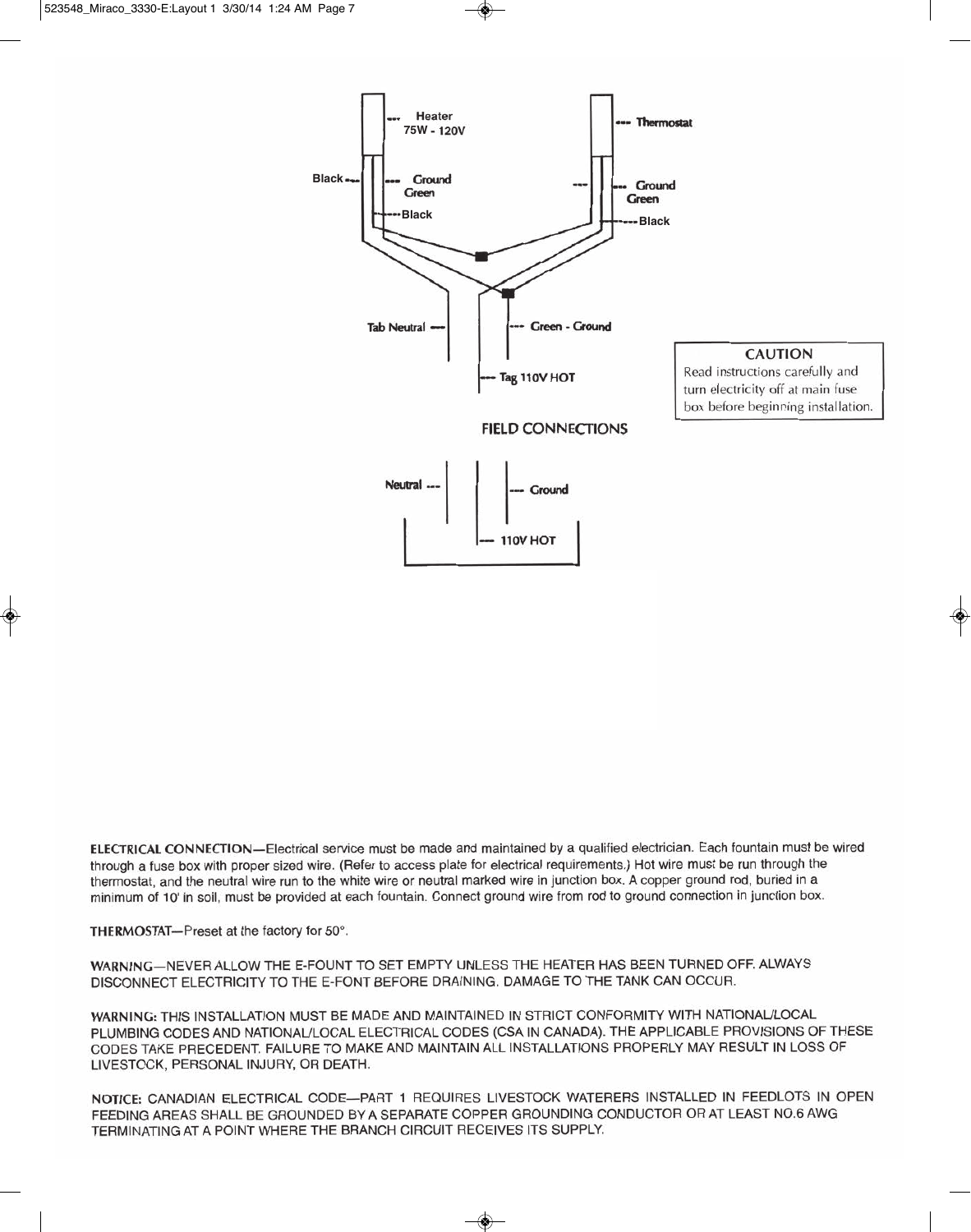Heater 75W - 120V

Thermostat

Black

Ground Green

Black

Ground Green

Black

Tab Neutral

Green - Ground

Tag 110V HOT

**CAUTION**

Read instructions carefully and turn electricity off at main fuse box before beginning installation.

FIELD CONNECTIONS

Neutral

Ground

110V HOT

**ELECTRICAL CONNECTION**—Electrical service must be made and maintained by a qualified electrician. Each fountain must be wired through a fuse box with proper sized wire. (Refer to access plate for electrical requirements.) Hot wire must be run through the thermostat, and the neutral wire run to the white wire or neutral marked wire in junction box. A copper ground rod, buried in a minimum of 10' in soil, must be provided at each fountain. Connect ground wire from rod to ground connection in junction box.

**THERMOSTAT**—Preset at the factory for 50°.

**WARNING**—NEVER ALLOW THE E-FOUNT TO SET EMPTY UNLESS THE HEATER HAS BEEN TURNED OFF. ALWAYS DISCONNECT ELECTRICITY TO THE E-FONT BEFORE DRAINING. DAMAGE TO THE TANK CAN OCCUR.

**WARNING:** THIS INSTALLATION MUST BE MADE AND MAINTAINED IN STRICT CONFORMITY WITH NATIONAL/LOCAL PLUMBING CODES AND NATIONAL/LOCAL ELECTRICAL CODES (CSA IN CANADA). THE APPLICABLE PROVISIONS OF THESE CODES TAKE PRECEDENT. FAILURE TO MAKE AND MAINTAIN ALL INSTALLATIONS PROPERLY MAY RESULT IN LOSS OF LIVESTOCK, PERSONAL INJURY, OR DEATH.

**NOTICE:** CANADIAN ELECTRICAL CODE—PART 1 REQUIRES LIVESTOCK WATERERS INSTALLED IN FEEDLOTS IN OPEN FEEDING AREAS SHALL BE GROUNDED BY A SEPARATE COPPER GROUNDING CONDUCTOR OR AT LEAST NO.6 AWG TERMINATING AT A POINT WHERE THE BRANCH CIRCUIT RECEIVES ITS SUPPLY.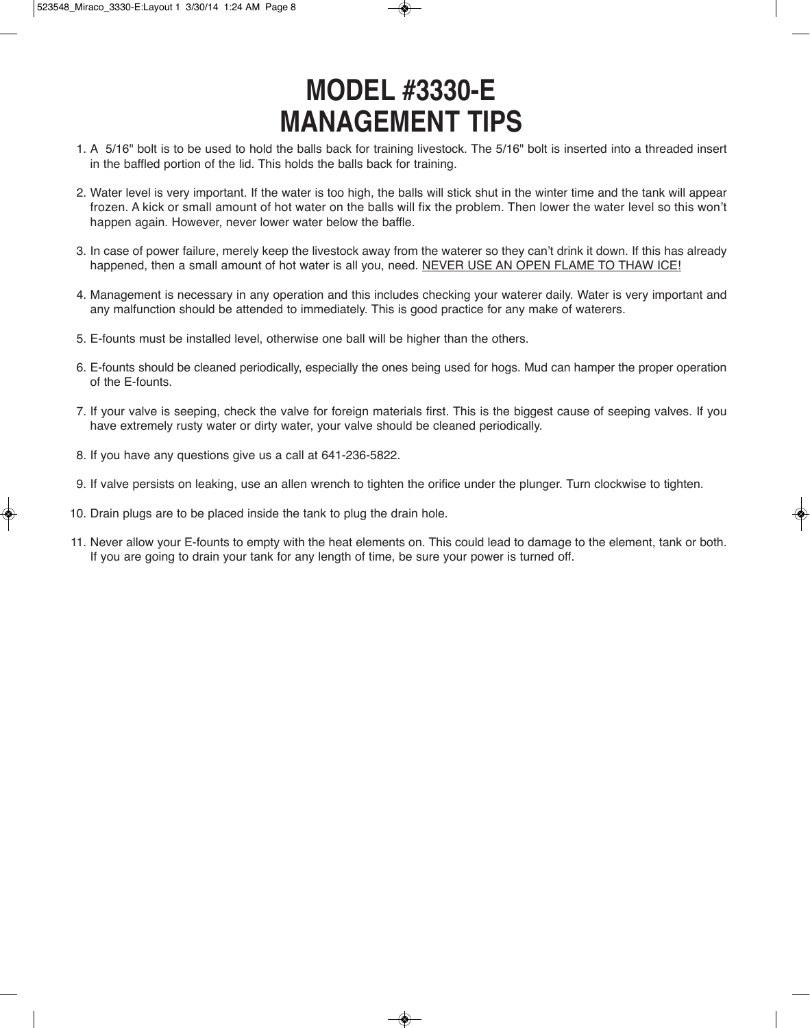# MODEL #3330-E MANAGEMENT TIPS

1. A 5/16" bolt is to be used to hold the balls back for training livestock. The 5/16" bolt is inserted into a threaded insert in the baffled portion of the lid. This holds the balls back for training.
2. Water level is very important. If the water is too high, the balls will stick shut in the winter time and the tank will appear frozen. A kick or small amount of hot water on the balls will fix the problem. Then lower the water level so this won't happen again. However, never lower water below the baffle.
3. In case of power failure, merely keep the livestock away from the waterer so they can't drink it down. If this has already happened, then a small amount of hot water is all you, need. <u>NEVER USE AN OPEN FLAME TO THAW ICE!</u>
4. Management is necessary in any operation and this includes checking your waterer daily. Water is very important and any malfunction should be attended to immediately. This is good practice for any make of waterers.
5. E-founts must be installed level, otherwise one ball will be higher than the others.
6. E-founts should be cleaned periodically, especially the ones being used for hogs. Mud can hamper the proper operation of the E-founts.
7. If your valve is seeping, check the valve for foreign materials first. This is the biggest cause of seeping valves. If you have extremely rusty water or dirty water, your valve should be cleaned periodically.
8. If you have any questions give us a call at 641-236-5822.
9. If valve persists on leaking, use an allen wrench to tighten the orifice under the plunger. Turn clockwise to tighten.
10. Drain plugs are to be placed inside the tank to plug the drain hole.
11. Never allow your E-founts to empty with the heat elements on. This could lead to damage to the element, tank or both. If you are going to drain your tank for any length of time, be sure your power is turned off.